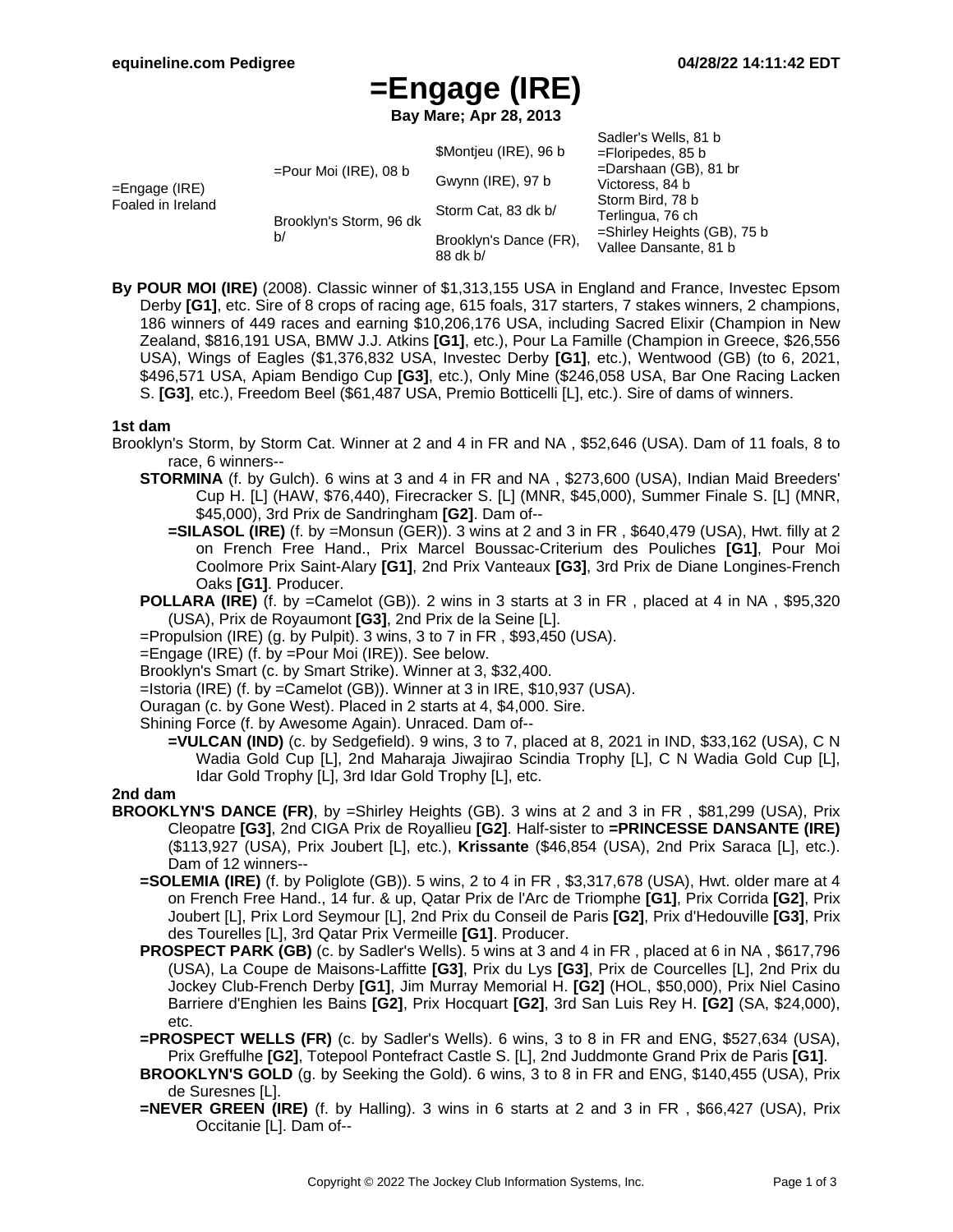# =Engage (IRE)

**Bay Mare; Apr 28, 2013**

| | | | |
|---|---|---|---|
| =Engage (IRE) Foaled in Ireland | =Pour Moi (IRE), 08 b | $Montjeu (IRE), 96 b | Sadler's Wells, 81 b |
| | | | =Floripedes, 85 b |
| | | Gwynn (IRE), 97 b | =Darshaan (GB), 81 br |
| | | | Victoress, 84 b |
| | Brooklyn's Storm, 96 dk b/ | Storm Cat, 83 dk b/ | Storm Bird, 78 b |
| | | | Terlingua, 76 ch |
| | | Brooklyn's Dance (FR), 88 dk b/ | =Shirley Heights (GB), 75 b |
| | | | Vallee Dansante, 81 b |

**By POUR MOI (IRE)** (2008). Classic winner of $1,313,155 USA in England and France, Investec Epsom Derby **[G1]**, etc. Sire of 8 crops of racing age, 615 foals, 317 starters, 7 stakes winners, 2 champions, 186 winners of 449 races and earning $10,206,176 USA, including Sacred Elixir (Champion in New Zealand, $816,191 USA, BMW J.J. Atkins **[G1]**, etc.), Pour La Famille (Champion in Greece, $26,556 USA), Wings of Eagles ($1,376,832 USA, Investec Derby **[G1]**, etc.), Wentwood (GB) (to 6, 2021, $496,571 USA, Apiam Bendigo Cup **[G3]**, etc.), Only Mine ($246,058 USA, Bar One Racing Lacken S. **[G3]**, etc.), Freedom Beel ($61,487 USA, Premio Botticelli [L], etc.). Sire of dams of winners.

### 1st dam

Brooklyn's Storm, by Storm Cat. Winner at 2 and 4 in FR and NA , $52,646 (USA). Dam of 11 foals, 8 to race, 6 winners--

- **STORMINA** (f. by Gulch). 6 wins at 3 and 4 in FR and NA , $273,600 (USA), Indian Maid Breeders' Cup H. [L] (HAW, $76,440), Firecracker S. [L] (MNR, $45,000), Summer Finale S. [L] (MNR, $45,000), 3rd Prix de Sandringham **[G2]**. Dam of--
  - **=SILASOL (IRE)** (f. by =Monsun (GER)). 3 wins at 2 and 3 in FR , $640,479 (USA), Hwt. filly at 2 on French Free Hand., Prix Marcel Boussac-Criterium des Pouliches **[G1]**, Pour Moi Coolmore Prix Saint-Alary **[G1]**, 2nd Prix Vanteaux **[G3]**, 3rd Prix de Diane Longines-French Oaks **[G1]**. Producer.
- **POLLARA (IRE)** (f. by =Camelot (GB)). 2 wins in 3 starts at 3 in FR , placed at 4 in NA , $95,320 (USA), Prix de Royaumont **[G3]**, 2nd Prix de la Seine [L].
- =Propulsion (IRE) (g. by Pulpit). 3 wins, 3 to 7 in FR , $93,450 (USA).
- =Engage (IRE) (f. by =Pour Moi (IRE)). See below.
- Brooklyn's Smart (c. by Smart Strike). Winner at 3, $32,400.
- =Istoria (IRE) (f. by =Camelot (GB)). Winner at 3 in IRE, $10,937 (USA).
- Ouragan (c. by Gone West). Placed in 2 starts at 4, $4,000. Sire.
- Shining Force (f. by Awesome Again). Unraced. Dam of--
  - **=VULCAN (IND)** (c. by Sedgefield). 9 wins, 3 to 7, placed at 8, 2021 in IND, $33,162 (USA), C N Wadia Gold Cup [L], 2nd Maharaja Jiwajirao Scindia Trophy [L], C N Wadia Gold Cup [L], Idar Gold Trophy [L], 3rd Idar Gold Trophy [L], etc.

### 2nd dam

**BROOKLYN'S DANCE (FR)**, by =Shirley Heights (GB). 3 wins at 2 and 3 in FR , $81,299 (USA), Prix Cleopatre **[G3]**, 2nd CIGA Prix de Royallieu **[G2]**. Half-sister to **=PRINCESSE DANSANTE (IRE)** ($113,927 (USA), Prix Joubert [L], etc.), **Krissante** ($46,854 (USA), 2nd Prix Saraca [L], etc.). Dam of 12 winners--

- **=SOLEMIA (IRE)** (f. by Poliglote (GB)). 5 wins, 2 to 4 in FR , $3,317,678 (USA), Hwt. older mare at 4 on French Free Hand., 14 fur. & up, Qatar Prix de l'Arc de Triomphe **[G1]**, Prix Corrida **[G2]**, Prix Joubert [L], Prix Lord Seymour [L], 2nd Prix du Conseil de Paris **[G2]**, Prix d'Hedouville **[G3]**, Prix des Tourelles [L], 3rd Qatar Prix Vermeille **[G1]**. Producer.
- **PROSPECT PARK (GB)** (c. by Sadler's Wells). 5 wins at 3 and 4 in FR , placed at 6 in NA , $617,796 (USA), La Coupe de Maisons-Laffitte **[G3]**, Prix du Lys **[G3]**, Prix de Courcelles [L], 2nd Prix du Jockey Club-French Derby **[G1]**, Jim Murray Memorial H. **[G2]** (HOL, $50,000), Prix Niel Casino Barriere d'Enghien les Bains **[G2]**, Prix Hocquart **[G2]**, 3rd San Luis Rey H. **[G2]** (SA, $24,000), etc.
- **=PROSPECT WELLS (FR)** (c. by Sadler's Wells). 6 wins, 3 to 8 in FR and ENG, $527,634 (USA), Prix Greffulhe **[G2]**, Totepool Pontefract Castle S. [L], 2nd Juddmonte Grand Prix de Paris **[G1]**.
- **BROOKLYN'S GOLD** (g. by Seeking the Gold). 6 wins, 3 to 8 in FR and ENG, $140,455 (USA), Prix de Suresnes [L].
- **=NEVER GREEN (IRE)** (f. by Halling). 3 wins in 6 starts at 2 and 3 in FR , $66,427 (USA), Prix Occitanie [L]. Dam of--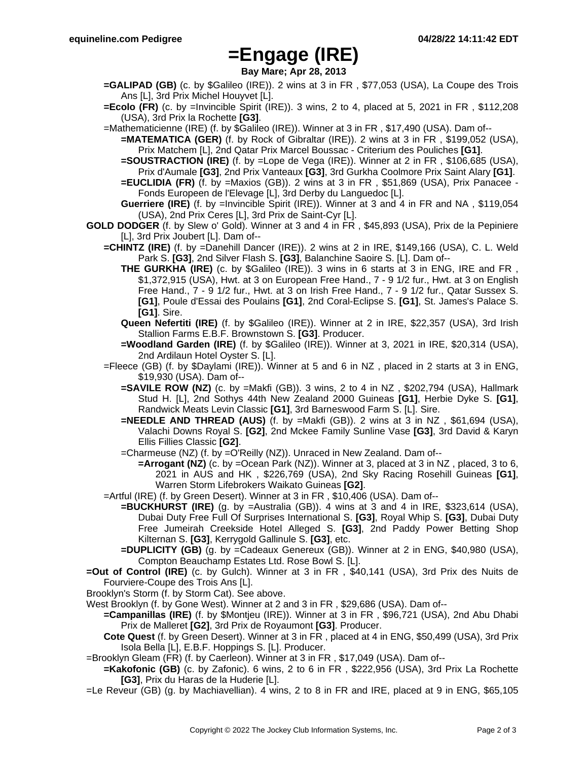# =Engage (IRE)

**Bay Mare; Apr 28, 2013**

- **=GALIPAD (GB)** (c. by $Galileo (IRE)). 2 wins at 3 in FR , $77,053 (USA), La Coupe des Trois Ans [L], 3rd Prix Michel Houyvet [L].
- **=Ecolo (FR)** (c. by =Invincible Spirit (IRE)). 3 wins, 2 to 4, placed at 5, 2021 in FR , $112,208 (USA), 3rd Prix la Rochette **[G3]**.
- =Mathematicienne (IRE) (f. by $Galileo (IRE)). Winner at 3 in FR , $17,490 (USA). Dam of--
  - **=MATEMATICA (GER)** (f. by Rock of Gibraltar (IRE)). 2 wins at 3 in FR , $199,052 (USA), Prix Matchem [L], 2nd Qatar Prix Marcel Boussac - Criterium des Pouliches **[G1]**.
  - **=SOUSTRACTION (IRE)** (f. by =Lope de Vega (IRE)). Winner at 2 in FR , $106,685 (USA), Prix d'Aumale **[G3]**, 2nd Prix Vanteaux **[G3]**, 3rd Gurkha Coolmore Prix Saint Alary **[G1]**.
  - **=EUCLIDIA (FR)** (f. by =Maxios (GB)). 2 wins at 3 in FR , $51,869 (USA), Prix Panacee - Fonds Europeen de l'Elevage [L], 3rd Derby du Languedoc [L].
  - **Guerriere (IRE)** (f. by =Invincible Spirit (IRE)). Winner at 3 and 4 in FR and NA , $119,054 (USA), 2nd Prix Ceres [L], 3rd Prix de Saint-Cyr [L].

**GOLD DODGER** (f. by Slew o' Gold). Winner at 3 and 4 in FR , $45,893 (USA), Prix de la Pepiniere [L], 3rd Prix Joubert [L]. Dam of--

- **=CHINTZ (IRE)** (f. by =Danehill Dancer (IRE)). 2 wins at 2 in IRE, $149,166 (USA), C. L. Weld Park S. **[G3]**, 2nd Silver Flash S. **[G3]**, Balanchine Saoire S. [L]. Dam of--
  - **THE GURKHA (IRE)** (c. by $Galileo (IRE)). 3 wins in 6 starts at 3 in ENG, IRE and FR , $1,372,915 (USA), Hwt. at 3 on European Free Hand., 7 - 9 1/2 fur., Hwt. at 3 on English Free Hand., 7 - 9 1/2 fur., Hwt. at 3 on Irish Free Hand., 7 - 9 1/2 fur., Qatar Sussex S. **[G1]**, Poule d'Essai des Poulains **[G1]**, 2nd Coral-Eclipse S. **[G1]**, St. James's Palace S. **[G1]**. Sire.
  - **Queen Nefertiti (IRE)** (f. by $Galileo (IRE)). Winner at 2 in IRE, $22,357 (USA), 3rd Irish Stallion Farms E.B.F. Brownstown S. **[G3]**. Producer.
  - **=Woodland Garden (IRE)** (f. by $Galileo (IRE)). Winner at 3, 2021 in IRE, $20,314 (USA), 2nd Ardilaun Hotel Oyster S. [L].
- =Fleece (GB) (f. by $Daylami (IRE)). Winner at 5 and 6 in NZ , placed in 2 starts at 3 in ENG, $19,930 (USA). Dam of--
  - **=SAVILE ROW (NZ)** (c. by =Makfi (GB)). 3 wins, 2 to 4 in NZ , $202,794 (USA), Hallmark Stud H. [L], 2nd Sothys 44th New Zealand 2000 Guineas **[G1]**, Herbie Dyke S. **[G1]**, Randwick Meats Levin Classic **[G1]**, 3rd Barneswood Farm S. [L]. Sire.
  - **=NEEDLE AND THREAD (AUS)** (f. by =Makfi (GB)). 2 wins at 3 in NZ , $61,694 (USA), Valachi Downs Royal S. **[G2]**, 2nd Mckee Family Sunline Vase **[G3]**, 3rd David & Karyn Ellis Fillies Classic **[G2]**.
  - =Charmeuse (NZ) (f. by =O'Reilly (NZ)). Unraced in New Zealand. Dam of--
    - **=Arrogant (NZ)** (c. by =Ocean Park (NZ)). Winner at 3, placed at 3 in NZ , placed, 3 to 6, 2021 in AUS and HK , $226,769 (USA), 2nd Sky Racing Rosehill Guineas **[G1]**, Warren Storm Lifebrokers Waikato Guineas **[G2]**.
- =Artful (IRE) (f. by Green Desert). Winner at 3 in FR , $10,406 (USA). Dam of--
  - **=BUCKHURST (IRE)** (g. by =Australia (GB)). 4 wins at 3 and 4 in IRE, $323,614 (USA), Dubai Duty Free Full Of Surprises International S. **[G3]**, Royal Whip S. **[G3]**, Dubai Duty Free Jumeirah Creekside Hotel Alleged S. **[G3]**, 2nd Paddy Power Betting Shop Kilternan S. **[G3]**, Kerrygold Gallinule S. **[G3]**, etc.
  - **=DUPLICITY (GB)** (g. by =Cadeaux Genereux (GB)). Winner at 2 in ENG, $40,980 (USA), Compton Beauchamp Estates Ltd. Rose Bowl S. [L].

**=Out of Control (IRE)** (c. by Gulch). Winner at 3 in FR , $40,141 (USA), 3rd Prix des Nuits de Fourviere-Coupe des Trois Ans [L].

Brooklyn's Storm (f. by Storm Cat). See above.

West Brooklyn (f. by Gone West). Winner at 2 and 3 in FR , $29,686 (USA). Dam of--

- **=Campanillas (IRE)** (f. by $Montjeu (IRE)). Winner at 3 in FR , $96,721 (USA), 2nd Abu Dhabi Prix de Malleret **[G2]**, 3rd Prix de Royaumont **[G3]**. Producer.
- **Cote Quest** (f. by Green Desert). Winner at 3 in FR , placed at 4 in ENG, $50,499 (USA), 3rd Prix Isola Bella [L], E.B.F. Hoppings S. [L]. Producer.

=Brooklyn Gleam (FR) (f. by Caerleon). Winner at 3 in FR , $17,049 (USA). Dam of--

- **=Kakofonic (GB)** (c. by Zafonic). 6 wins, 2 to 6 in FR , $222,956 (USA), 3rd Prix La Rochette **[G3]**, Prix du Haras de la Huderie [L].

=Le Reveur (GB) (g. by Machiavellian). 4 wins, 2 to 8 in FR and IRE, placed at 9 in ENG, $65,105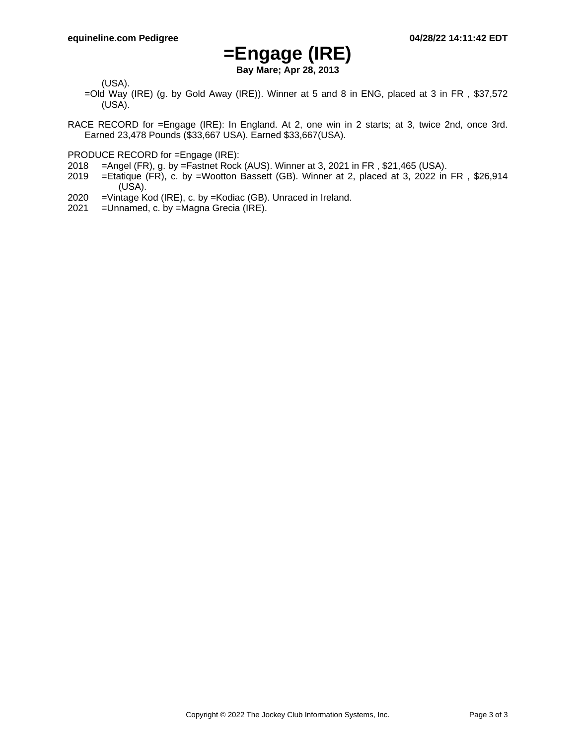(USA).

=Old Way (IRE) (g. by Gold Away (IRE)). Winner at 5 and 8 in ENG, placed at 3 in FR , $37,572 (USA).

RACE RECORD for =Engage (IRE): In England. At 2, one win in 2 starts; at 3, twice 2nd, once 3rd. Earned 23,478 Pounds ($33,667 USA). Earned $33,667(USA).

PRODUCE RECORD for =Engage (IRE):

2018 =Angel (FR), g. by =Fastnet Rock (AUS). Winner at 3, 2021 in FR , $21,465 (USA).

2019 =Etatique (FR), c. by =Wootton Bassett (GB). Winner at 2, placed at 3, 2022 in FR , $26,914 (USA).

2020 =Vintage Kod (IRE), c. by =Kodiac (GB). Unraced in Ireland.

2021 =Unnamed, c. by =Magna Grecia (IRE).